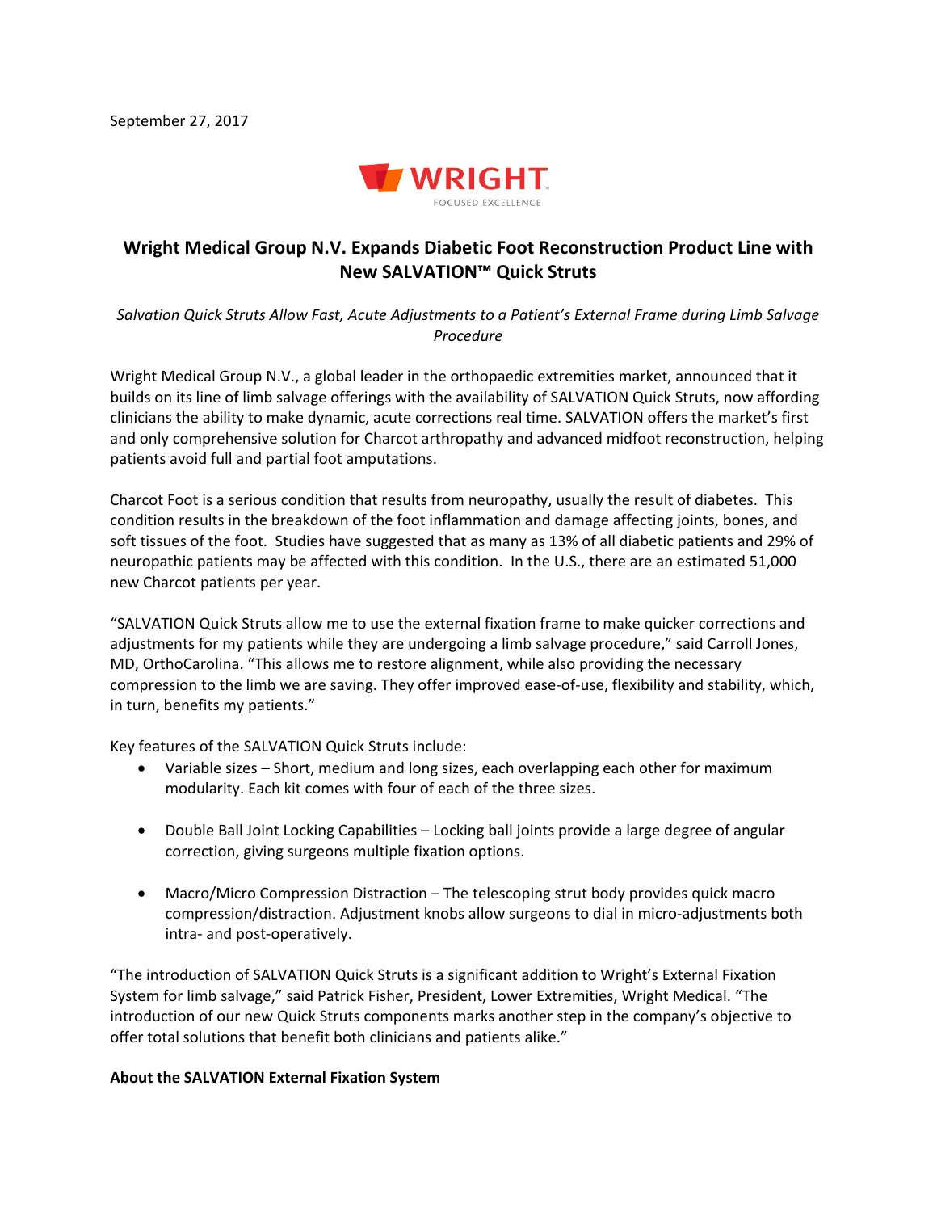September 27, 2017

WRIGHT
FOCUSED EXCELLENCE

# Wright Medical Group N.V. Expands Diabetic Foot Reconstruction Product Line with New SALVATION™ Quick Struts

*Salvation Quick Struts Allow Fast, Acute Adjustments to a Patient's External Frame during Limb Salvage Procedure*

Wright Medical Group N.V., a global leader in the orthopaedic extremities market, announced that it builds on its line of limb salvage offerings with the availability of SALVATION Quick Struts, now affording clinicians the ability to make dynamic, acute corrections real time. SALVATION offers the market's first and only comprehensive solution for Charcot arthropathy and advanced midfoot reconstruction, helping patients avoid full and partial foot amputations.

Charcot Foot is a serious condition that results from neuropathy, usually the result of diabetes. This condition results in the breakdown of the foot inflammation and damage affecting joints, bones, and soft tissues of the foot. Studies have suggested that as many as 13% of all diabetic patients and 29% of neuropathic patients may be affected with this condition. In the U.S., there are an estimated 51,000 new Charcot patients per year.

"SALVATION Quick Struts allow me to use the external fixation frame to make quicker corrections and adjustments for my patients while they are undergoing a limb salvage procedure," said Carroll Jones, MD, OrthoCarolina. "This allows me to restore alignment, while also providing the necessary compression to the limb we are saving. They offer improved ease-of-use, flexibility and stability, which, in turn, benefits my patients."

Key features of the SALVATION Quick Struts include:

- Variable sizes – Short, medium and long sizes, each overlapping each other for maximum modularity. Each kit comes with four of each of the three sizes.
- Double Ball Joint Locking Capabilities – Locking ball joints provide a large degree of angular correction, giving surgeons multiple fixation options.
- Macro/Micro Compression Distraction – The telescoping strut body provides quick macro compression/distraction. Adjustment knobs allow surgeons to dial in micro-adjustments both intra- and post-operatively.

"The introduction of SALVATION Quick Struts is a significant addition to Wright's External Fixation System for limb salvage," said Patrick Fisher, President, Lower Extremities, Wright Medical. "The introduction of our new Quick Struts components marks another step in the company's objective to offer total solutions that benefit both clinicians and patients alike."

**About the SALVATION External Fixation System**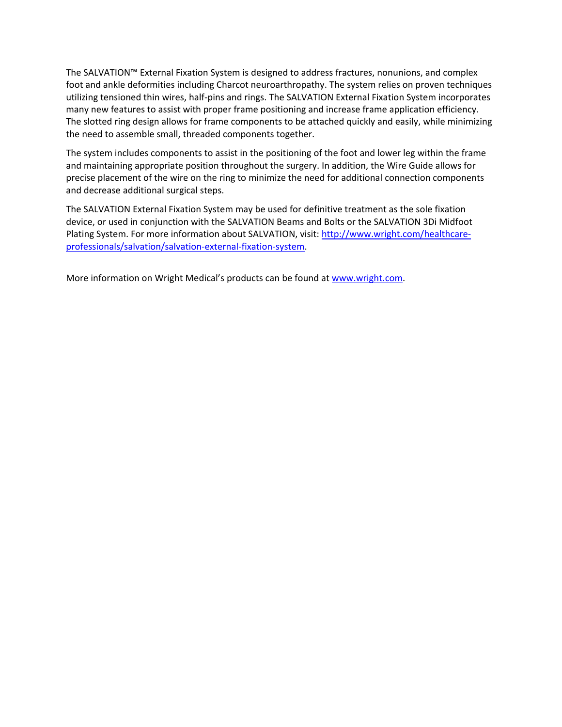The SALVATION™ External Fixation System is designed to address fractures, nonunions, and complex foot and ankle deformities including Charcot neuroarthropathy. The system relies on proven techniques utilizing tensioned thin wires, half-pins and rings. The SALVATION External Fixation System incorporates many new features to assist with proper frame positioning and increase frame application efficiency. The slotted ring design allows for frame components to be attached quickly and easily, while minimizing the need to assemble small, threaded components together.

The system includes components to assist in the positioning of the foot and lower leg within the frame and maintaining appropriate position throughout the surgery. In addition, the Wire Guide allows for precise placement of the wire on the ring to minimize the need for additional connection components and decrease additional surgical steps.

The SALVATION External Fixation System may be used for definitive treatment as the sole fixation device, or used in conjunction with the SALVATION Beams and Bolts or the SALVATION 3Di Midfoot Plating System. For more information about SALVATION, visit: http://www.wright.com/healthcare-professionals/salvation/salvation-external-fixation-system.

More information on Wright Medical's products can be found at www.wright.com.